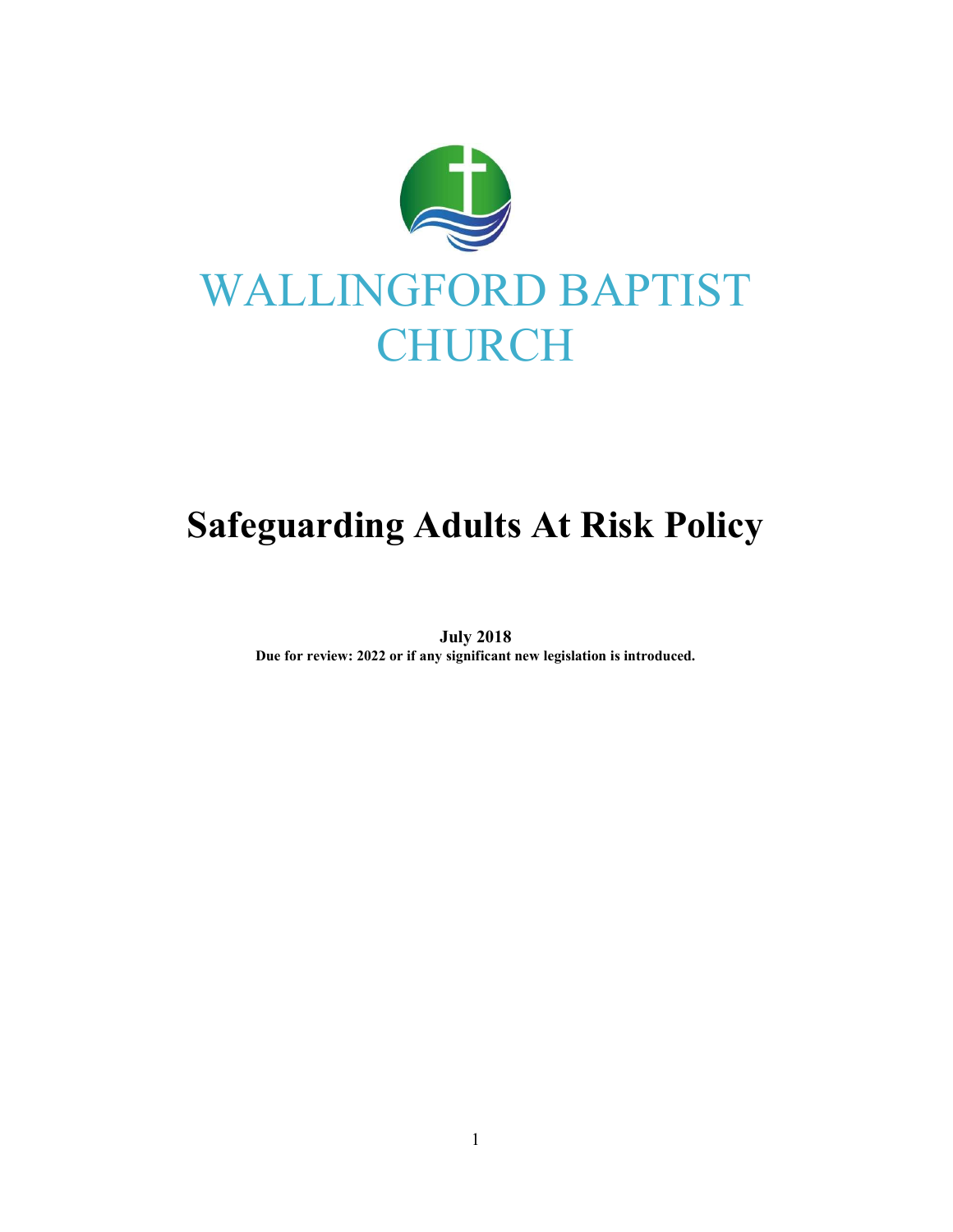WALLINGFORD BAPTIST CHURCH

# Safeguarding Adults At Risk Policy

**July 2018**
**Due for review: 2022 or if any significant new legislation is introduced.**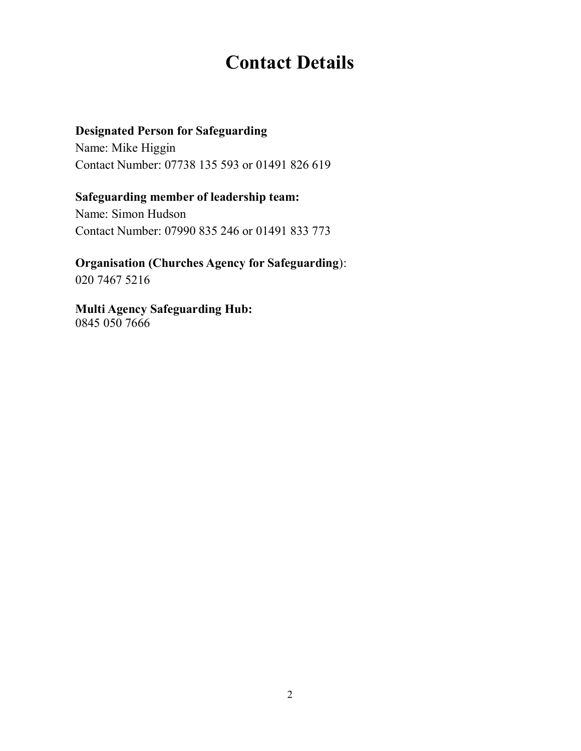# Contact Details

**Designated Person for Safeguarding**
Name: Mike Higgin
Contact Number: 07738 135 593 or 01491 826 619

**Safeguarding member of leadership team:**
Name: Simon Hudson
Contact Number: 07990 835 246 or 01491 833 773

**Organisation (Churches Agency for Safeguarding)**:
020 7467 5216

**Multi Agency Safeguarding Hub:**
0845 050 7666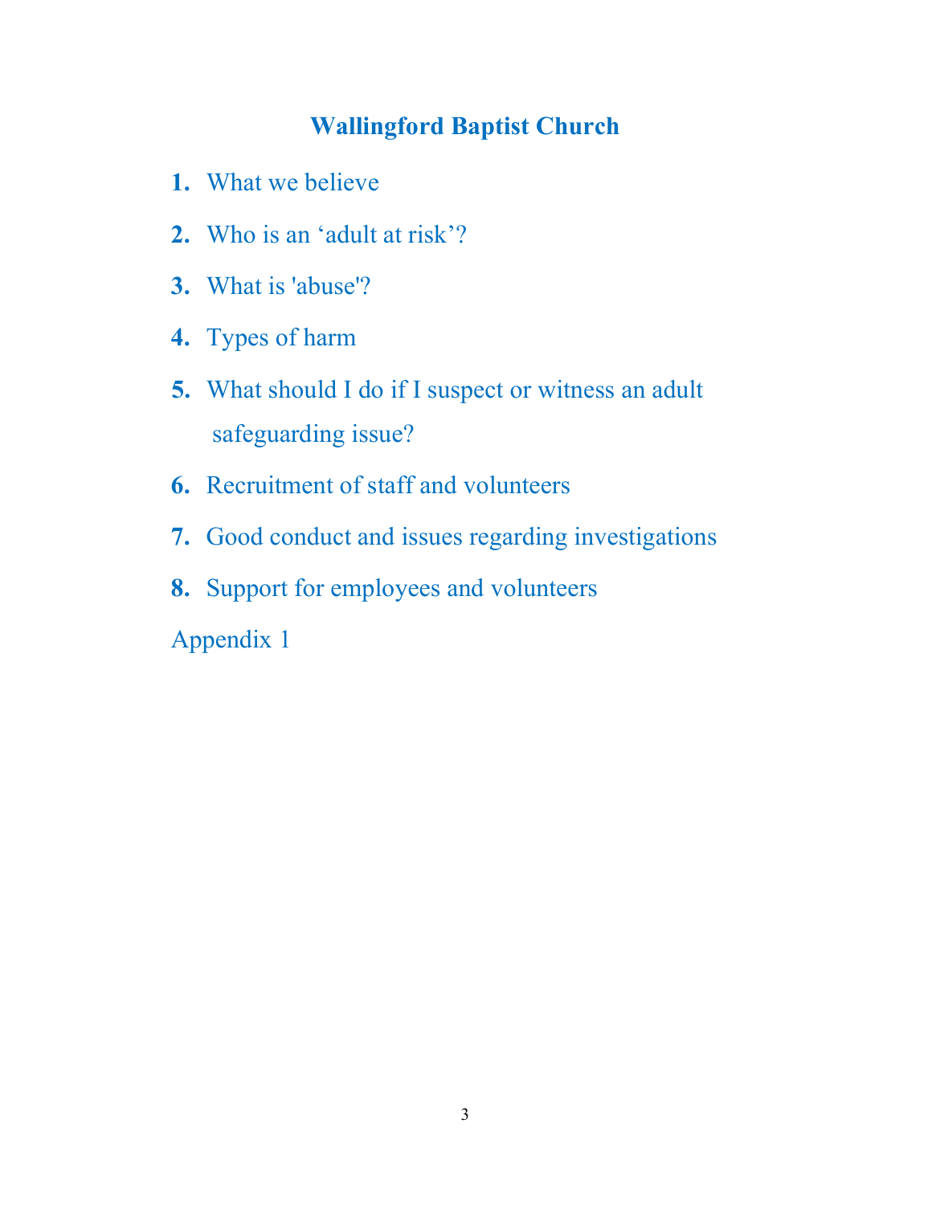# Wallingford Baptist Church

1. What we believe
2. Who is an ‘adult at risk’?
3. What is 'abuse'?
4. Types of harm
5. What should I do if I suspect or witness an adult safeguarding issue?
6. Recruitment of staff and volunteers
7. Good conduct and issues regarding investigations
8. Support for employees and volunteers

Appendix 1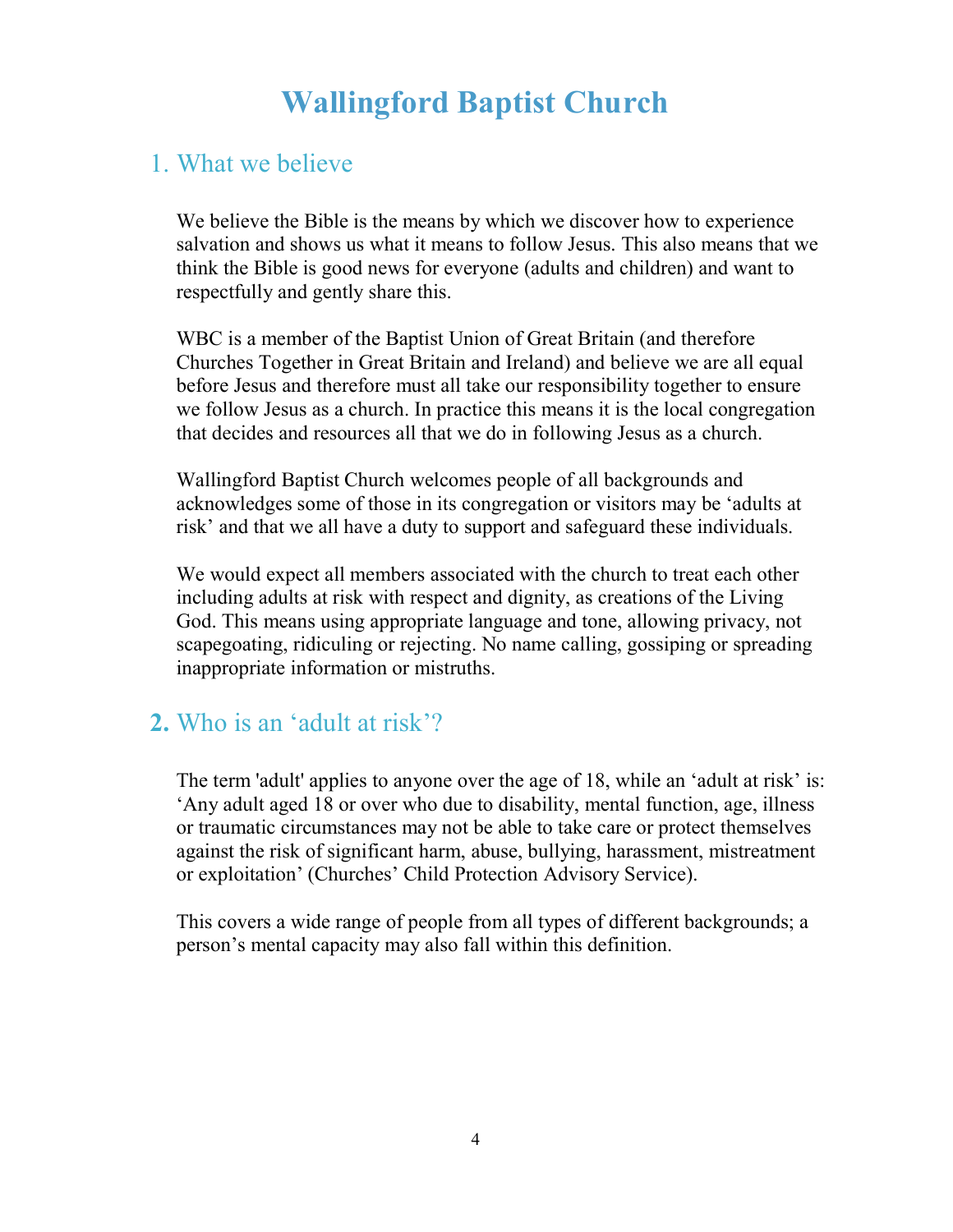# Wallingford Baptist Church

## 1. What we believe

We believe the Bible is the means by which we discover how to experience salvation and shows us what it means to follow Jesus. This also means that we think the Bible is good news for everyone (adults and children) and want to respectfully and gently share this.

WBC is a member of the Baptist Union of Great Britain (and therefore Churches Together in Great Britain and Ireland) and believe we are all equal before Jesus and therefore must all take our responsibility together to ensure we follow Jesus as a church. In practice this means it is the local congregation that decides and resources all that we do in following Jesus as a church.

Wallingford Baptist Church welcomes people of all backgrounds and acknowledges some of those in its congregation or visitors may be 'adults at risk' and that we all have a duty to support and safeguard these individuals.

We would expect all members associated with the church to treat each other including adults at risk with respect and dignity, as creations of the Living God. This means using appropriate language and tone, allowing privacy, not scapegoating, ridiculing or rejecting. No name calling, gossiping or spreading inappropriate information or mistruths.

## **2.** Who is an 'adult at risk'?

The term 'adult' applies to anyone over the age of 18, while an 'adult at risk' is: 'Any adult aged 18 or over who due to disability, mental function, age, illness or traumatic circumstances may not be able to take care or protect themselves against the risk of significant harm, abuse, bullying, harassment, mistreatment or exploitation' (Churches' Child Protection Advisory Service).

This covers a wide range of people from all types of different backgrounds; a person's mental capacity may also fall within this definition.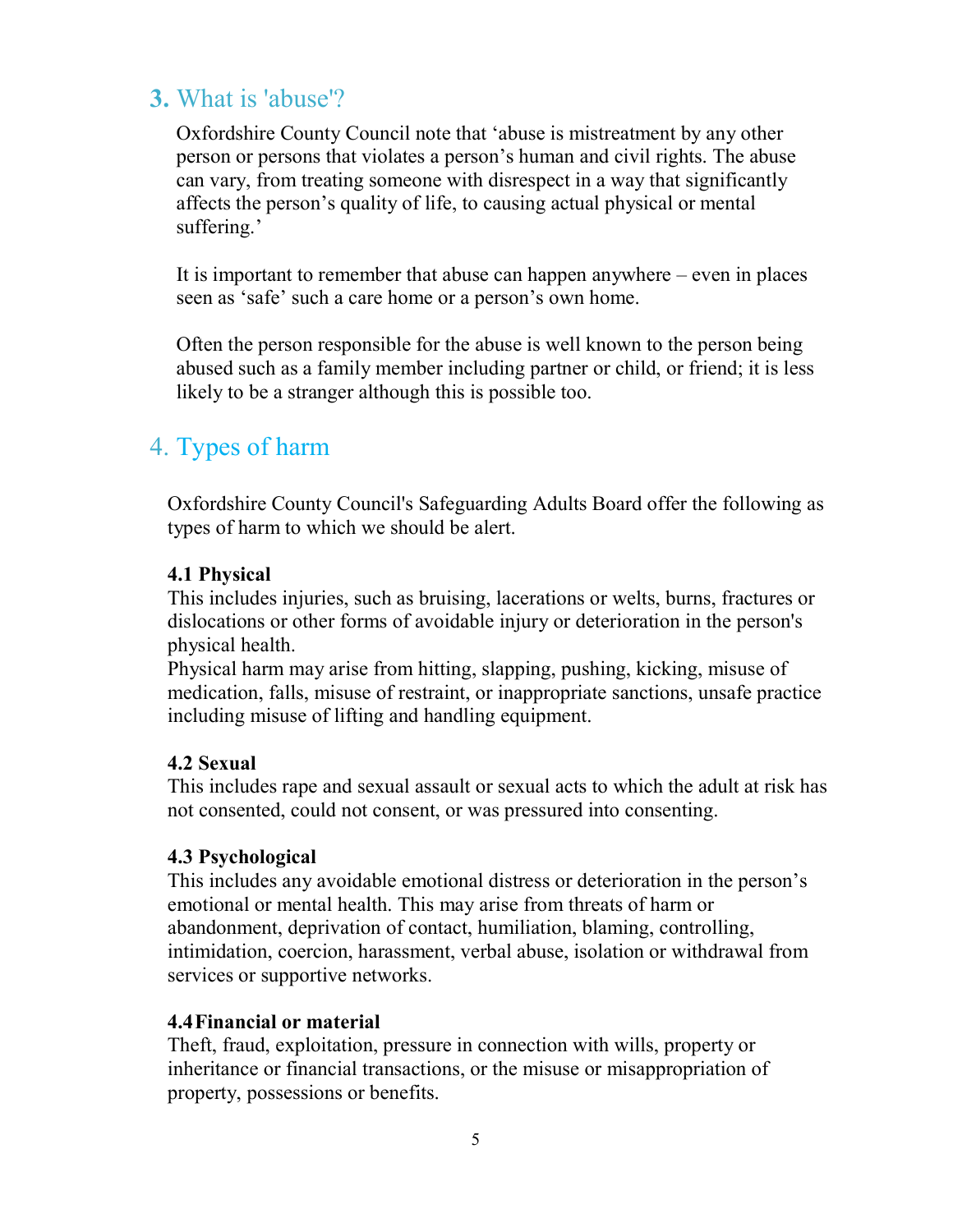## 3. What is 'abuse'?

Oxfordshire County Council note that 'abuse is mistreatment by any other person or persons that violates a person's human and civil rights. The abuse can vary, from treating someone with disrespect in a way that significantly affects the person's quality of life, to causing actual physical or mental suffering.'

It is important to remember that abuse can happen anywhere – even in places seen as 'safe' such a care home or a person's own home.

Often the person responsible for the abuse is well known to the person being abused such as a family member including partner or child, or friend; it is less likely to be a stranger although this is possible too.

## 4. Types of harm

Oxfordshire County Council's Safeguarding Adults Board offer the following as types of harm to which we should be alert.

**4.1 Physical**

This includes injuries, such as bruising, lacerations or welts, burns, fractures or dislocations or other forms of avoidable injury or deterioration in the person's physical health.

Physical harm may arise from hitting, slapping, pushing, kicking, misuse of medication, falls, misuse of restraint, or inappropriate sanctions, unsafe practice including misuse of lifting and handling equipment.

**4.2 Sexual**

This includes rape and sexual assault or sexual acts to which the adult at risk has not consented, could not consent, or was pressured into consenting.

**4.3 Psychological**

This includes any avoidable emotional distress or deterioration in the person's emotional or mental health. This may arise from threats of harm or abandonment, deprivation of contact, humiliation, blaming, controlling, intimidation, coercion, harassment, verbal abuse, isolation or withdrawal from services or supportive networks.

**4.4 Financial or material**

Theft, fraud, exploitation, pressure in connection with wills, property or inheritance or financial transactions, or the misuse or misappropriation of property, possessions or benefits.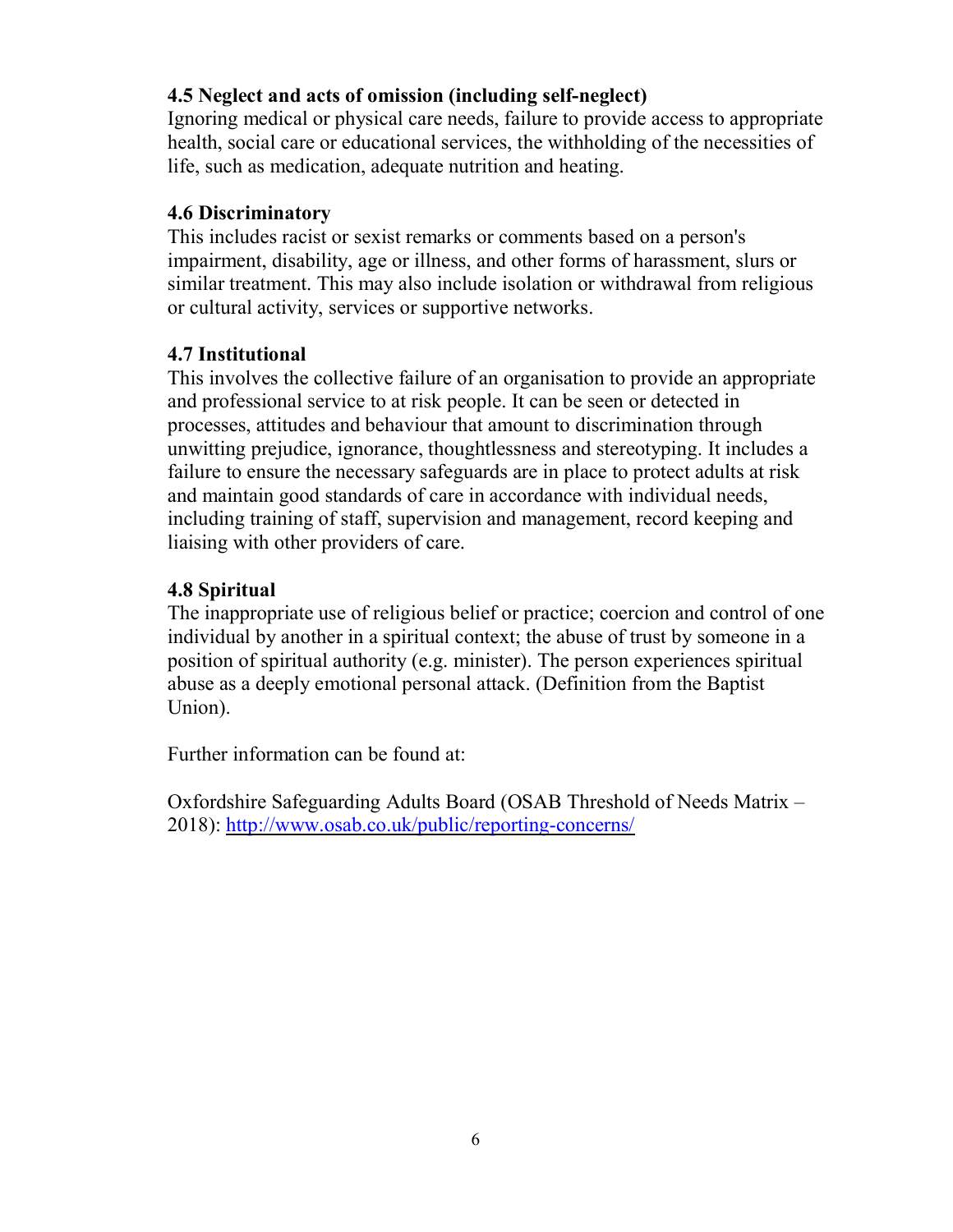### 4.5 Neglect and acts of omission (including self-neglect)

Ignoring medical or physical care needs, failure to provide access to appropriate health, social care or educational services, the withholding of the necessities of life, such as medication, adequate nutrition and heating.

### 4.6 Discriminatory

This includes racist or sexist remarks or comments based on a person's impairment, disability, age or illness, and other forms of harassment, slurs or similar treatment. This may also include isolation or withdrawal from religious or cultural activity, services or supportive networks.

### 4.7 Institutional

This involves the collective failure of an organisation to provide an appropriate and professional service to at risk people. It can be seen or detected in processes, attitudes and behaviour that amount to discrimination through unwitting prejudice, ignorance, thoughtlessness and stereotyping. It includes a failure to ensure the necessary safeguards are in place to protect adults at risk and maintain good standards of care in accordance with individual needs, including training of staff, supervision and management, record keeping and liaising with other providers of care.

### 4.8 Spiritual

The inappropriate use of religious belief or practice; coercion and control of one individual by another in a spiritual context; the abuse of trust by someone in a position of spiritual authority (e.g. minister). The person experiences spiritual abuse as a deeply emotional personal attack. (Definition from the Baptist Union).

Further information can be found at:

Oxfordshire Safeguarding Adults Board (OSAB Threshold of Needs Matrix – 2018): [http://www.osab.co.uk/public/reporting-concerns/](http://www.osab.co.uk/public/reporting-concerns/)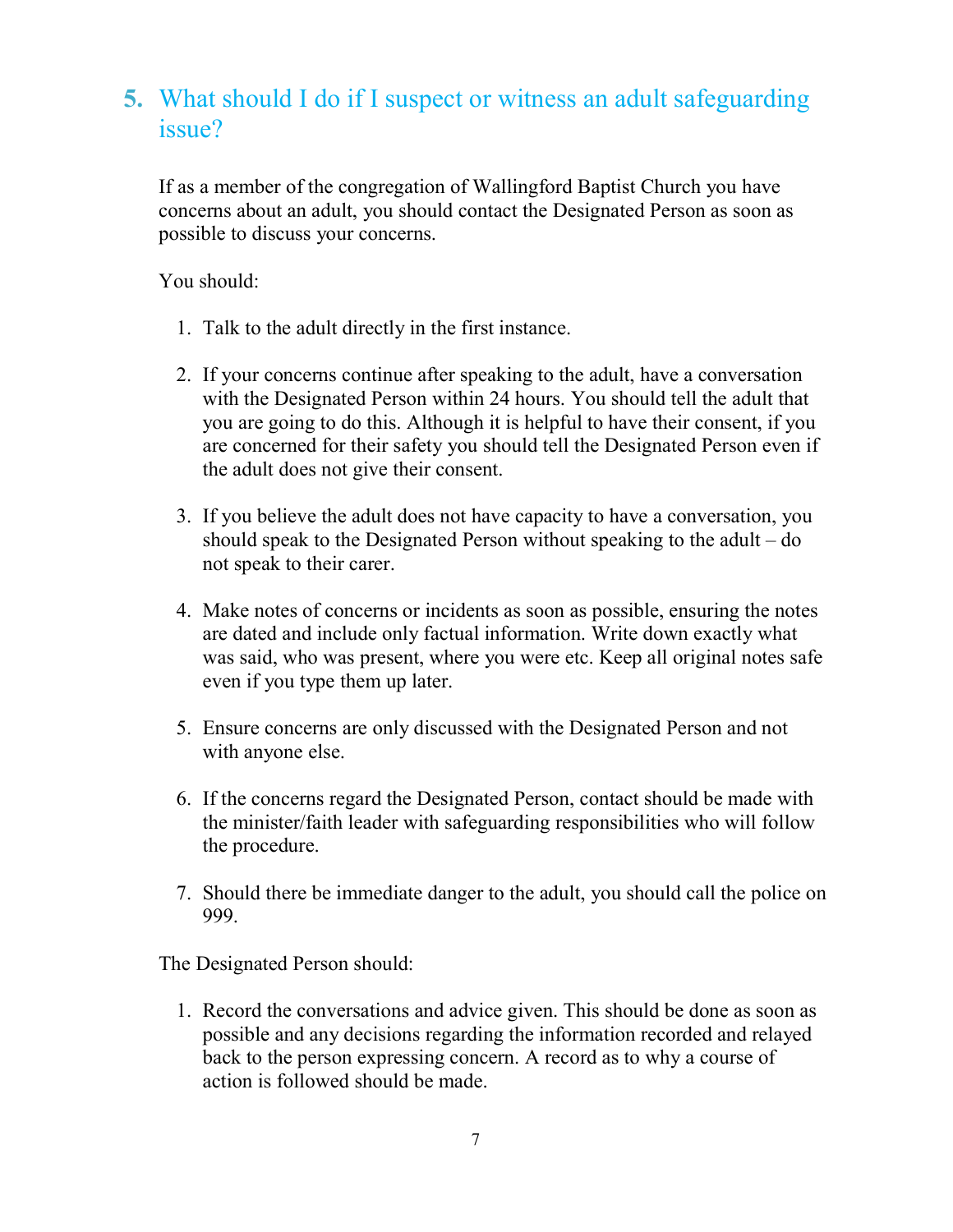## 5. What should I do if I suspect or witness an adult safeguarding issue?

If as a member of the congregation of Wallingford Baptist Church you have concerns about an adult, you should contact the Designated Person as soon as possible to discuss your concerns.

You should:

1. Talk to the adult directly in the first instance.

2. If your concerns continue after speaking to the adult, have a conversation with the Designated Person within 24 hours. You should tell the adult that you are going to do this. Although it is helpful to have their consent, if you are concerned for their safety you should tell the Designated Person even if the adult does not give their consent.

3. If you believe the adult does not have capacity to have a conversation, you should speak to the Designated Person without speaking to the adult – do not speak to their carer.

4. Make notes of concerns or incidents as soon as possible, ensuring the notes are dated and include only factual information. Write down exactly what was said, who was present, where you were etc. Keep all original notes safe even if you type them up later.

5. Ensure concerns are only discussed with the Designated Person and not with anyone else.

6. If the concerns regard the Designated Person, contact should be made with the minister/faith leader with safeguarding responsibilities who will follow the procedure.

7. Should there be immediate danger to the adult, you should call the police on 999.

The Designated Person should:

1. Record the conversations and advice given. This should be done as soon as possible and any decisions regarding the information recorded and relayed back to the person expressing concern. A record as to why a course of action is followed should be made.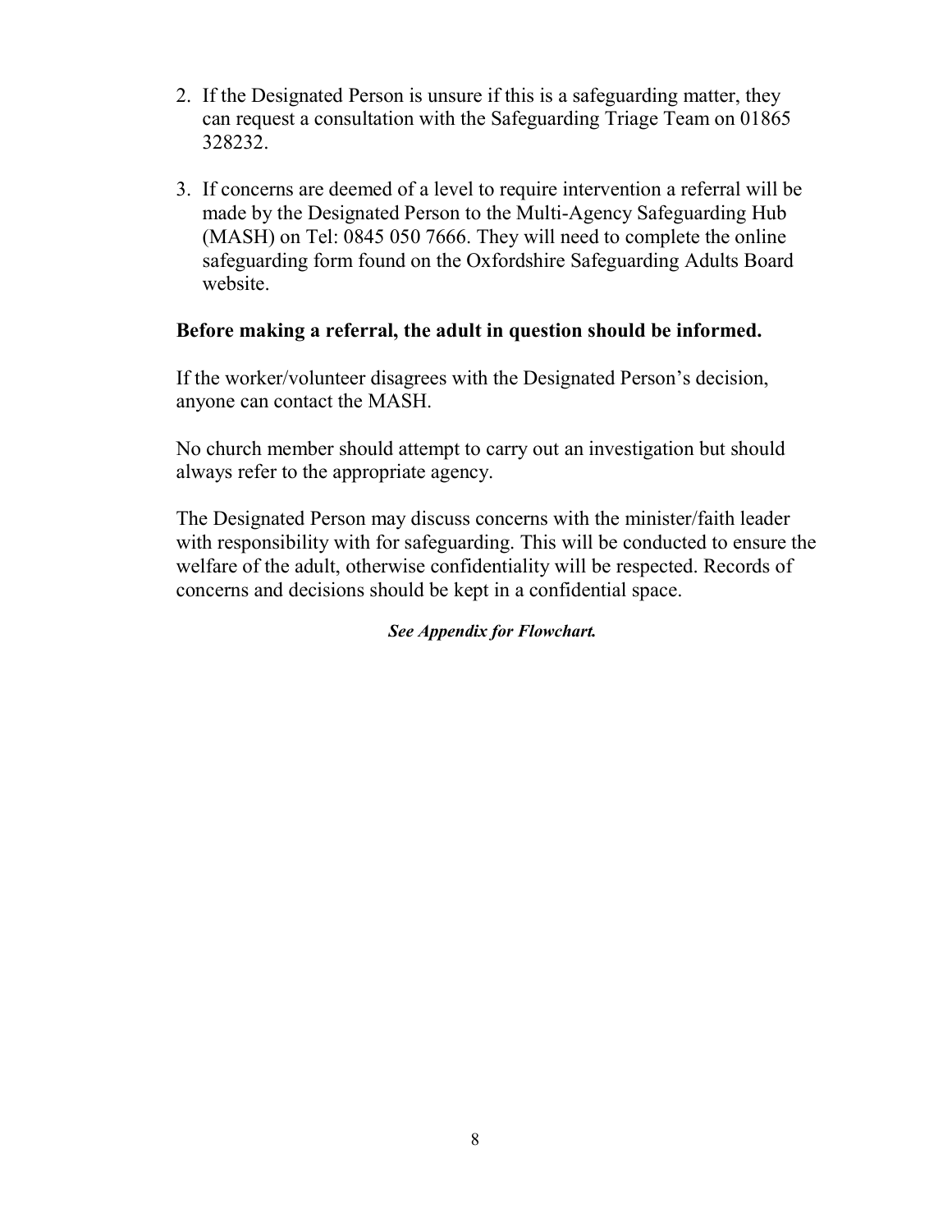2. If the Designated Person is unsure if this is a safeguarding matter, they can request a consultation with the Safeguarding Triage Team on 01865 328232.

3. If concerns are deemed of a level to require intervention a referral will be made by the Designated Person to the Multi-Agency Safeguarding Hub (MASH) on Tel: 0845 050 7666. They will need to complete the online safeguarding form found on the Oxfordshire Safeguarding Adults Board website.

**Before making a referral, the adult in question should be informed.**

If the worker/volunteer disagrees with the Designated Person's decision, anyone can contact the MASH.

No church member should attempt to carry out an investigation but should always refer to the appropriate agency.

The Designated Person may discuss concerns with the minister/faith leader with responsibility with for safeguarding. This will be conducted to ensure the welfare of the adult, otherwise confidentiality will be respected. Records of concerns and decisions should be kept in a confidential space.

***See Appendix for Flowchart.***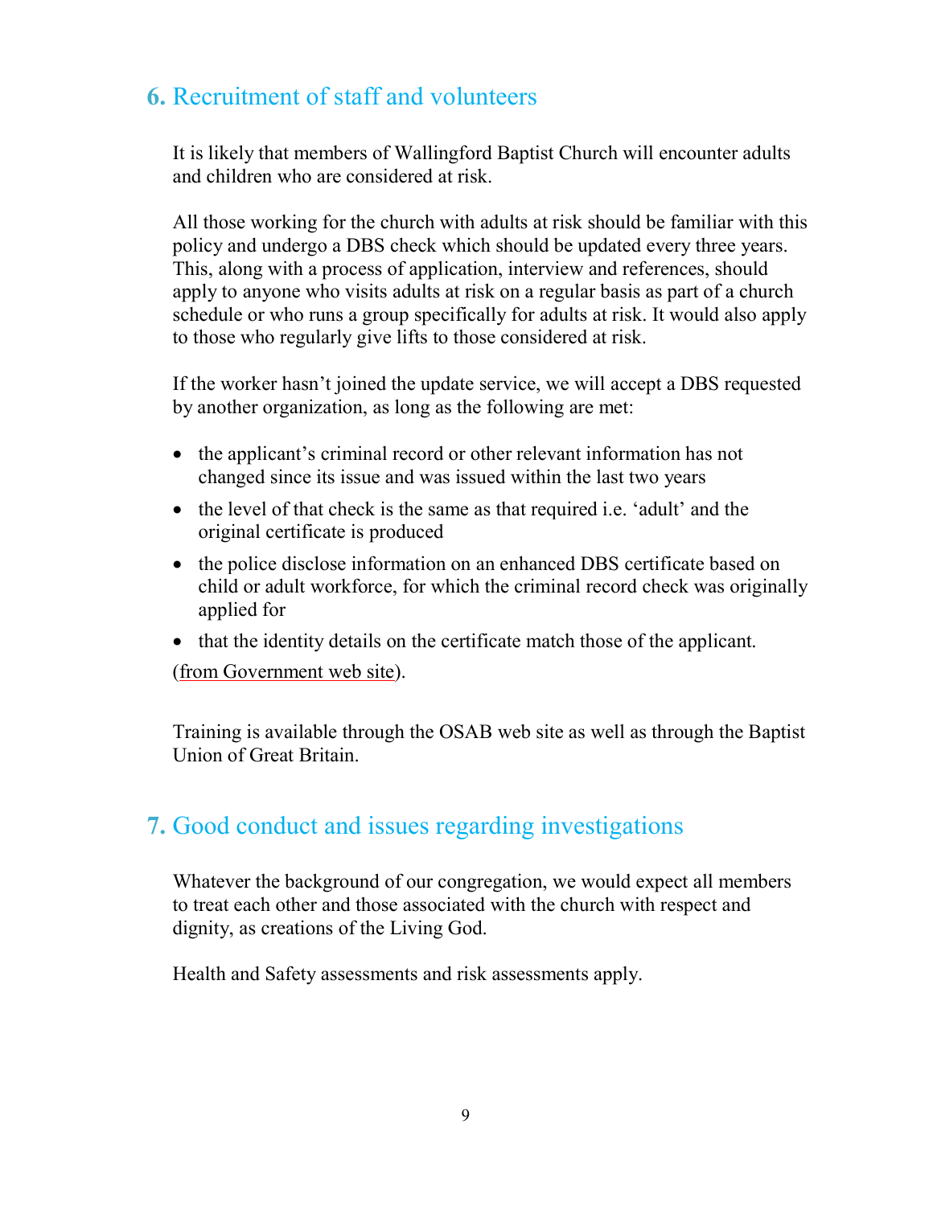## 6. Recruitment of staff and volunteers

It is likely that members of Wallingford Baptist Church will encounter adults and children who are considered at risk.

All those working for the church with adults at risk should be familiar with this policy and undergo a DBS check which should be updated every three years. This, along with a process of application, interview and references, should apply to anyone who visits adults at risk on a regular basis as part of a church schedule or who runs a group specifically for adults at risk. It would also apply to those who regularly give lifts to those considered at risk.

If the worker hasn't joined the update service, we will accept a DBS requested by another organization, as long as the following are met:

- the applicant's criminal record or other relevant information has not changed since its issue and was issued within the last two years
- the level of that check is the same as that required i.e. 'adult' and the original certificate is produced
- the police disclose information on an enhanced DBS certificate based on child or adult workforce, for which the criminal record check was originally applied for
- that the identity details on the certificate match those of the applicant.

(from Government web site).

Training is available through the OSAB web site as well as through the Baptist Union of Great Britain.

## 7. Good conduct and issues regarding investigations

Whatever the background of our congregation, we would expect all members to treat each other and those associated with the church with respect and dignity, as creations of the Living God.

Health and Safety assessments and risk assessments apply.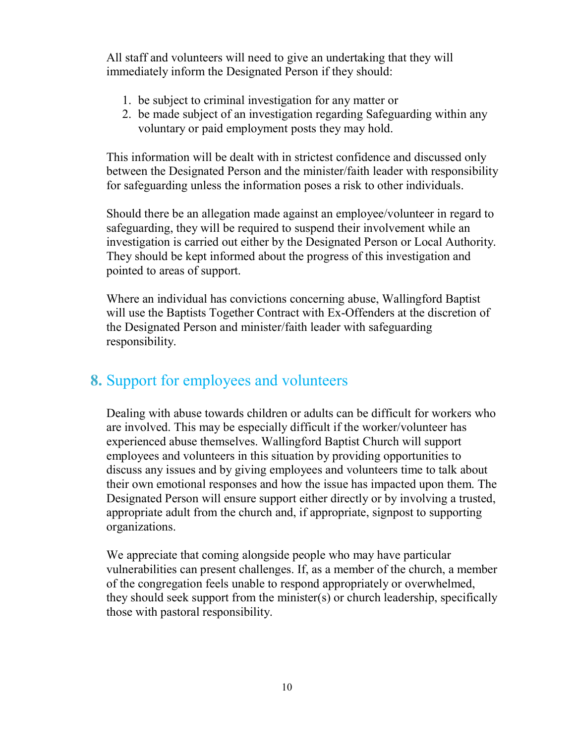All staff and volunteers will need to give an undertaking that they will immediately inform the Designated Person if they should:

1. be subject to criminal investigation for any matter or
2. be made subject of an investigation regarding Safeguarding within any voluntary or paid employment posts they may hold.

This information will be dealt with in strictest confidence and discussed only between the Designated Person and the minister/faith leader with responsibility for safeguarding unless the information poses a risk to other individuals.

Should there be an allegation made against an employee/volunteer in regard to safeguarding, they will be required to suspend their involvement while an investigation is carried out either by the Designated Person or Local Authority. They should be kept informed about the progress of this investigation and pointed to areas of support.

Where an individual has convictions concerning abuse, Wallingford Baptist will use the Baptists Together Contract with Ex-Offenders at the discretion of the Designated Person and minister/faith leader with safeguarding responsibility.

## 8. Support for employees and volunteers

Dealing with abuse towards children or adults can be difficult for workers who are involved. This may be especially difficult if the worker/volunteer has experienced abuse themselves. Wallingford Baptist Church will support employees and volunteers in this situation by providing opportunities to discuss any issues and by giving employees and volunteers time to talk about their own emotional responses and how the issue has impacted upon them. The Designated Person will ensure support either directly or by involving a trusted, appropriate adult from the church and, if appropriate, signpost to supporting organizations.

We appreciate that coming alongside people who may have particular vulnerabilities can present challenges. If, as a member of the church, a member of the congregation feels unable to respond appropriately or overwhelmed, they should seek support from the minister(s) or church leadership, specifically those with pastoral responsibility.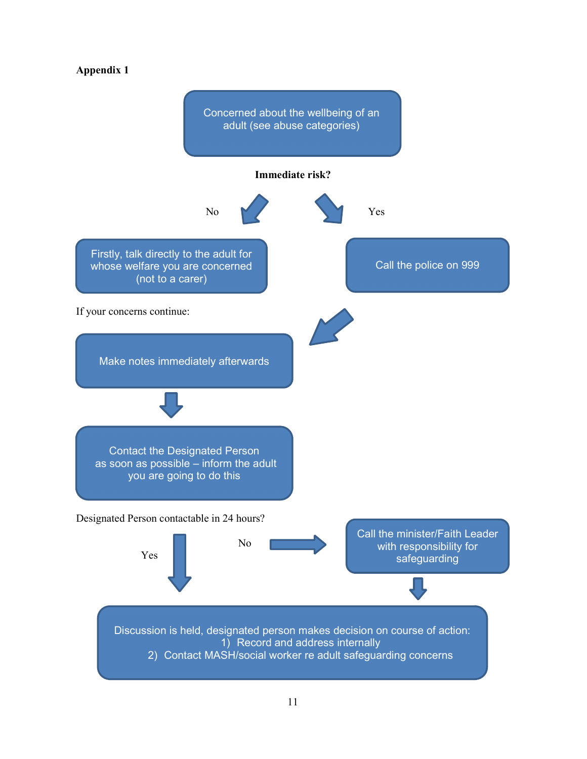**Appendix 1**

Concerned about the wellbeing of an adult (see abuse categories)

**Immediate risk?**

No

Yes

Firstly, talk directly to the adult for whose welfare you are concerned (not to a carer)

Call the police on 999

If your concerns continue:

Make notes immediately afterwards

Contact the Designated Person as soon as possible – inform the adult you are going to do this

Designated Person contactable in 24 hours?

Yes

No

Call the minister/Faith Leader with responsibility for safeguarding

Discussion is held, designated person makes decision on course of action:

1) Record and address internally
2) Contact MASH/social worker re adult safeguarding concerns